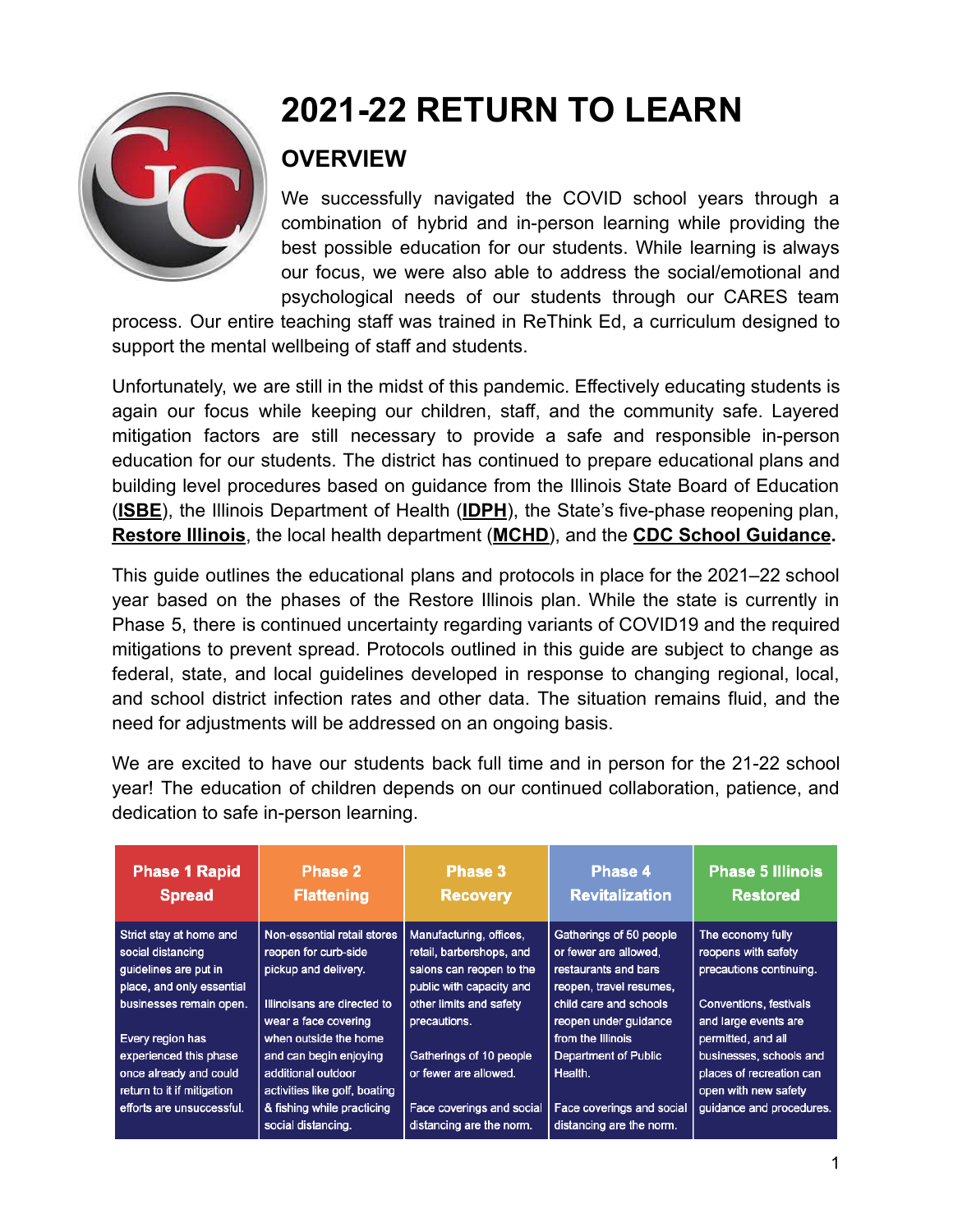# 2021-22 RETURN TO LEARN

## OVERVIEW

We successfully navigated the COVID school years through a combination of hybrid and in-person learning while providing the best possible education for our students. While learning is always our focus, we were also able to address the social/emotional and psychological needs of our students through our CARES team process. Our entire teaching staff was trained in ReThink Ed, a curriculum designed to support the mental wellbeing of staff and students.

Unfortunately, we are still in the midst of this pandemic. Effectively educating students is again our focus while keeping our children, staff, and the community safe. Layered mitigation factors are still necessary to provide a safe and responsible in-person education for our students. The district has continued to prepare educational plans and building level procedures based on guidance from the Illinois State Board of Education (**ISBE**), the Illinois Department of Health (**IDPH**), the State's five-phase reopening plan, **Restore Illinois**, the local health department (**MCHD**), and the **CDC School Guidance.**

This guide outlines the educational plans and protocols in place for the 2021–22 school year based on the phases of the Restore Illinois plan. While the state is currently in Phase 5, there is continued uncertainty regarding variants of COVID19 and the required mitigations to prevent spread. Protocols outlined in this guide are subject to change as federal, state, and local guidelines developed in response to changing regional, local, and school district infection rates and other data. The situation remains fluid, and the need for adjustments will be addressed on an ongoing basis.

We are excited to have our students back full time and in person for the 21-22 school year! The education of children depends on our continued collaboration, patience, and dedication to safe in-person learning.

| Phase 1 Rapid Spread | Phase 2 Flattening | Phase 3 Recovery | Phase 4 Revitalization | Phase 5 Illinois Restored |
|---|---|---|---|---|
| Strict stay at home and social distancing guidelines are put in place, and only essential businesses remain open.<br><br>Every region has experienced this phase once already and could return to it if mitigation efforts are unsuccessful. | Non-essential retail stores reopen for curb-side pickup and delivery.<br><br>Illinoisans are directed to wear a face covering when outside the home and can begin enjoying additional outdoor activities like golf, boating & fishing while practicing social distancing. | Manufacturing, offices, retail, barbershops, and salons can reopen to the public with capacity and other limits and safety precautions.<br><br>Gatherings of 10 people or fewer are allowed.<br><br>Face coverings and social distancing are the norm. | Gatherings of 50 people or fewer are allowed, restaurants and bars reopen, travel resumes, child care and schools reopen under guidance from the Illinois Department of Public Health.<br><br>Face coverings and social distancing are the norm. | The economy fully reopens with safety precautions continuing.<br><br>Conventions, festivals and large events are permitted, and all businesses, schools and places of recreation can open with new safety guidance and procedures. |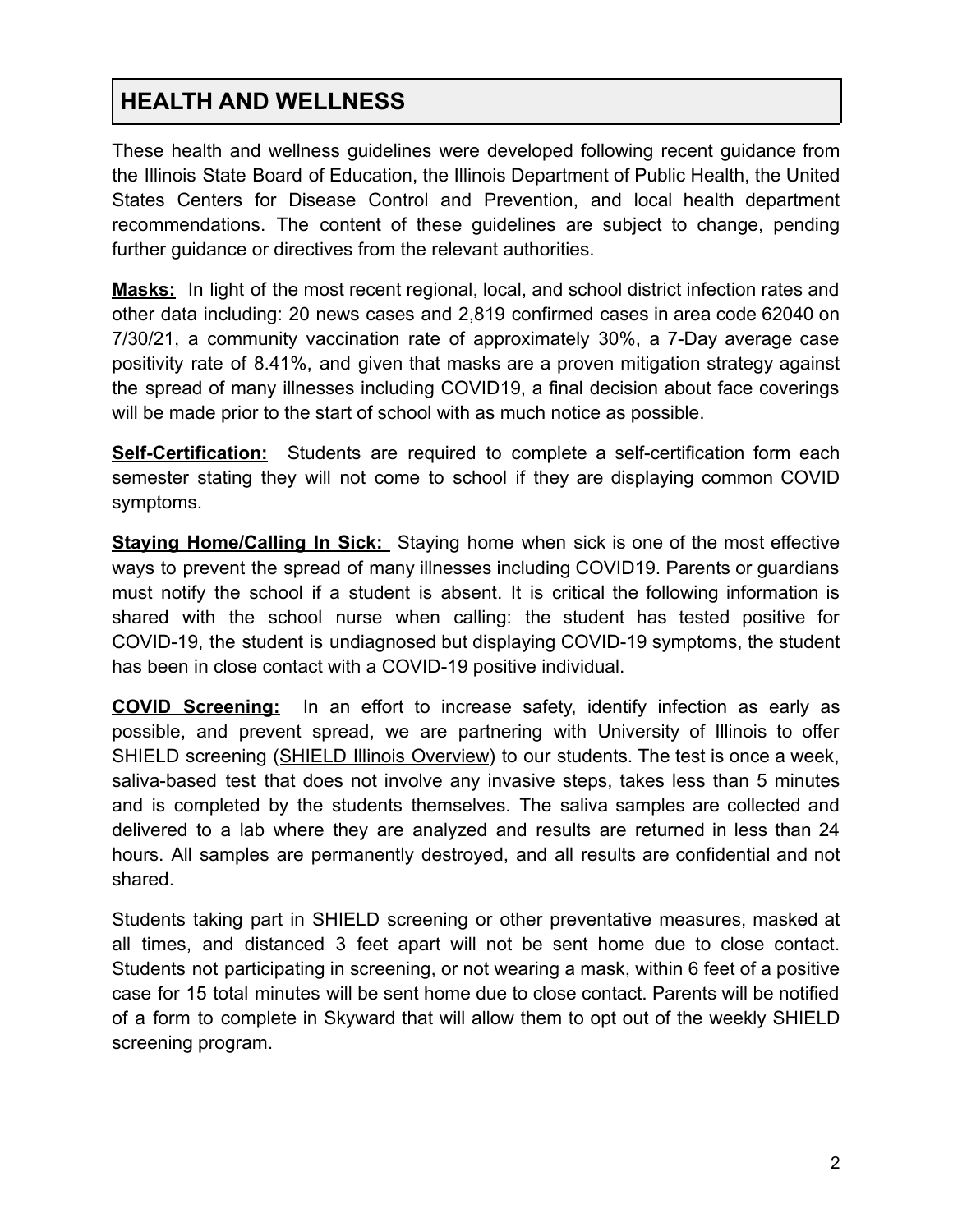# HEALTH AND WELLNESS

These health and wellness guidelines were developed following recent guidance from the Illinois State Board of Education, the Illinois Department of Public Health, the United States Centers for Disease Control and Prevention, and local health department recommendations. The content of these guidelines are subject to change, pending further guidance or directives from the relevant authorities.

**Masks:** In light of the most recent regional, local, and school district infection rates and other data including: 20 news cases and 2,819 confirmed cases in area code 62040 on 7/30/21, a community vaccination rate of approximately 30%, a 7-Day average case positivity rate of 8.41%, and given that masks are a proven mitigation strategy against the spread of many illnesses including COVID19, a final decision about face coverings will be made prior to the start of school with as much notice as possible.

**Self-Certification:** Students are required to complete a self-certification form each semester stating they will not come to school if they are displaying common COVID symptoms.

**Staying Home/Calling In Sick:** Staying home when sick is one of the most effective ways to prevent the spread of many illnesses including COVID19. Parents or guardians must notify the school if a student is absent. It is critical the following information is shared with the school nurse when calling: the student has tested positive for COVID-19, the student is undiagnosed but displaying COVID-19 symptoms, the student has been in close contact with a COVID-19 positive individual.

**COVID Screening:** In an effort to increase safety, identify infection as early as possible, and prevent spread, we are partnering with University of Illinois to offer SHIELD screening (SHIELD Illinois Overview) to our students. The test is once a week, saliva-based test that does not involve any invasive steps, takes less than 5 minutes and is completed by the students themselves. The saliva samples are collected and delivered to a lab where they are analyzed and results are returned in less than 24 hours. All samples are permanently destroyed, and all results are confidential and not shared.

Students taking part in SHIELD screening or other preventative measures, masked at all times, and distanced 3 feet apart will not be sent home due to close contact. Students not participating in screening, or not wearing a mask, within 6 feet of a positive case for 15 total minutes will be sent home due to close contact. Parents will be notified of a form to complete in Skyward that will allow them to opt out of the weekly SHIELD screening program.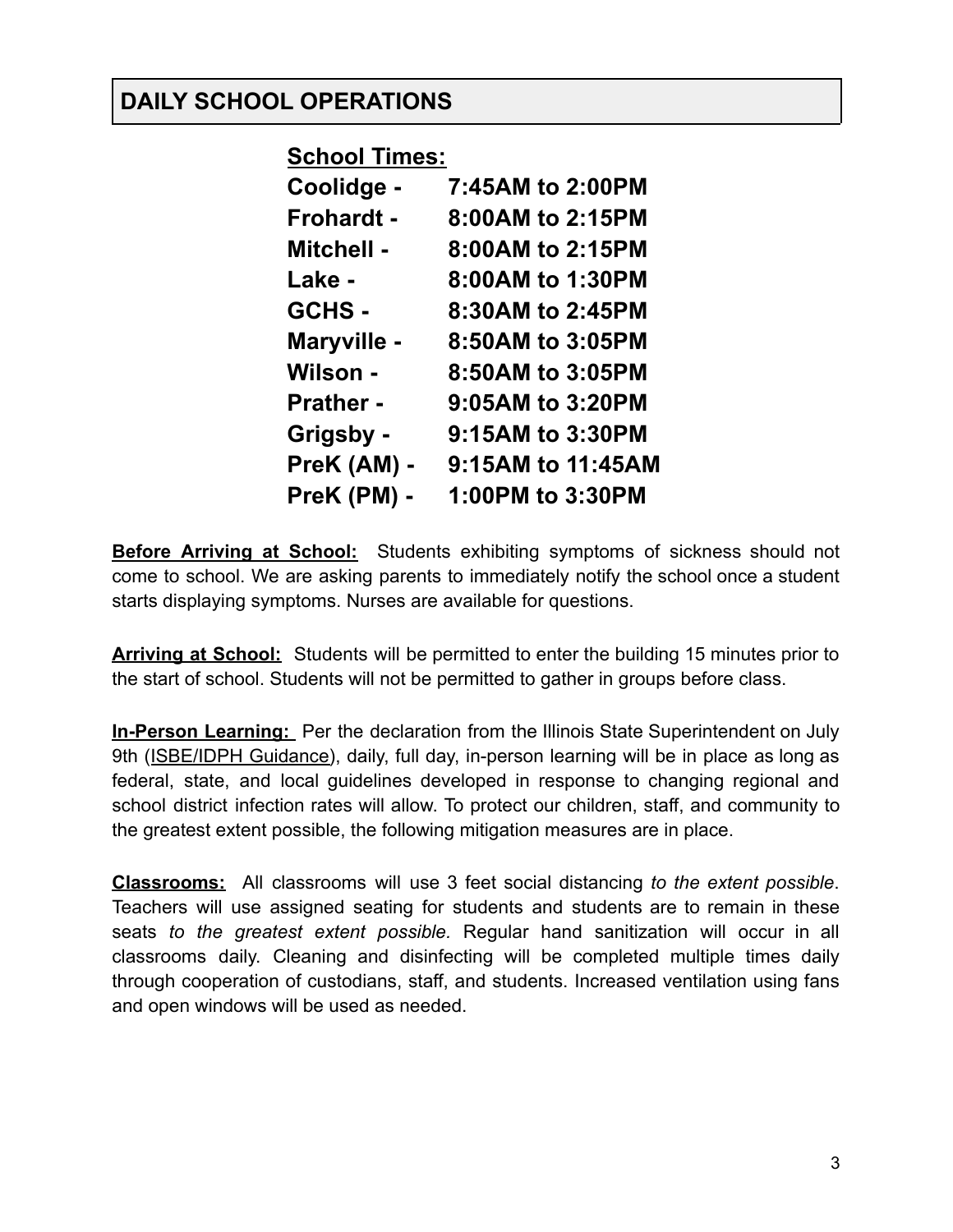## DAILY SCHOOL OPERATIONS

**School Times:**

| | |
|---|---|
| **Coolidge -** | **7:45AM to 2:00PM** |
| **Frohardt -** | **8:00AM to 2:15PM** |
| **Mitchell -** | **8:00AM to 2:15PM** |
| **Lake -** | **8:00AM to 1:30PM** |
| **GCHS -** | **8:30AM to 2:45PM** |
| **Maryville -** | **8:50AM to 3:05PM** |
| **Wilson -** | **8:50AM to 3:05PM** |
| **Prather -** | **9:05AM to 3:20PM** |
| **Grigsby -** | **9:15AM to 3:30PM** |
| **PreK (AM) -** | **9:15AM to 11:45AM** |
| **PreK (PM) -** | **1:00PM to 3:30PM** |

**Before Arriving at School:** Students exhibiting symptoms of sickness should not come to school. We are asking parents to immediately notify the school once a student starts displaying symptoms. Nurses are available for questions.

**Arriving at School:** Students will be permitted to enter the building 15 minutes prior to the start of school. Students will not be permitted to gather in groups before class.

**In-Person Learning:** Per the declaration from the Illinois State Superintendent on July 9th (ISBE/IDPH Guidance), daily, full day, in-person learning will be in place as long as federal, state, and local guidelines developed in response to changing regional and school district infection rates will allow. To protect our children, staff, and community to the greatest extent possible, the following mitigation measures are in place.

**Classrooms:** All classrooms will use 3 feet social distancing *to the extent possible*. Teachers will use assigned seating for students and students are to remain in these seats *to the greatest extent possible.* Regular hand sanitization will occur in all classrooms daily. Cleaning and disinfecting will be completed multiple times daily through cooperation of custodians, staff, and students. Increased ventilation using fans and open windows will be used as needed.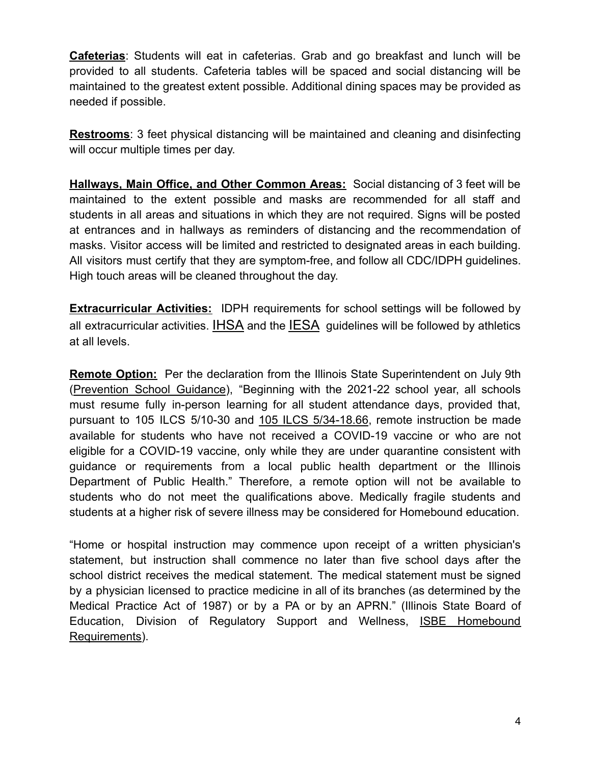**Cafeterias**: Students will eat in cafeterias. Grab and go breakfast and lunch will be provided to all students. Cafeteria tables will be spaced and social distancing will be maintained to the greatest extent possible. Additional dining spaces may be provided as needed if possible.

**Restrooms**: 3 feet physical distancing will be maintained and cleaning and disinfecting will occur multiple times per day.

**Hallways, Main Office, and Other Common Areas:** Social distancing of 3 feet will be maintained to the extent possible and masks are recommended for all staff and students in all areas and situations in which they are not required. Signs will be posted at entrances and in hallways as reminders of distancing and the recommendation of masks. Visitor access will be limited and restricted to designated areas in each building. All visitors must certify that they are symptom-free, and follow all CDC/IDPH guidelines. High touch areas will be cleaned throughout the day.

**Extracurricular Activities:** IDPH requirements for school settings will be followed by all extracurricular activities. IHSA and the IESA guidelines will be followed by athletics at all levels.

**Remote Option:** Per the declaration from the Illinois State Superintendent on July 9th (Prevention School Guidance), "Beginning with the 2021-22 school year, all schools must resume fully in-person learning for all student attendance days, provided that, pursuant to 105 ILCS 5/10-30 and 105 ILCS 5/34-18.66, remote instruction be made available for students who have not received a COVID-19 vaccine or who are not eligible for a COVID-19 vaccine, only while they are under quarantine consistent with guidance or requirements from a local public health department or the Illinois Department of Public Health." Therefore, a remote option will not be available to students who do not meet the qualifications above. Medically fragile students and students at a higher risk of severe illness may be considered for Homebound education.

"Home or hospital instruction may commence upon receipt of a written physician's statement, but instruction shall commence no later than five school days after the school district receives the medical statement. The medical statement must be signed by a physician licensed to practice medicine in all of its branches (as determined by the Medical Practice Act of 1987) or by a PA or by an APRN." (Illinois State Board of Education, Division of Regulatory Support and Wellness, ISBE Homebound Requirements).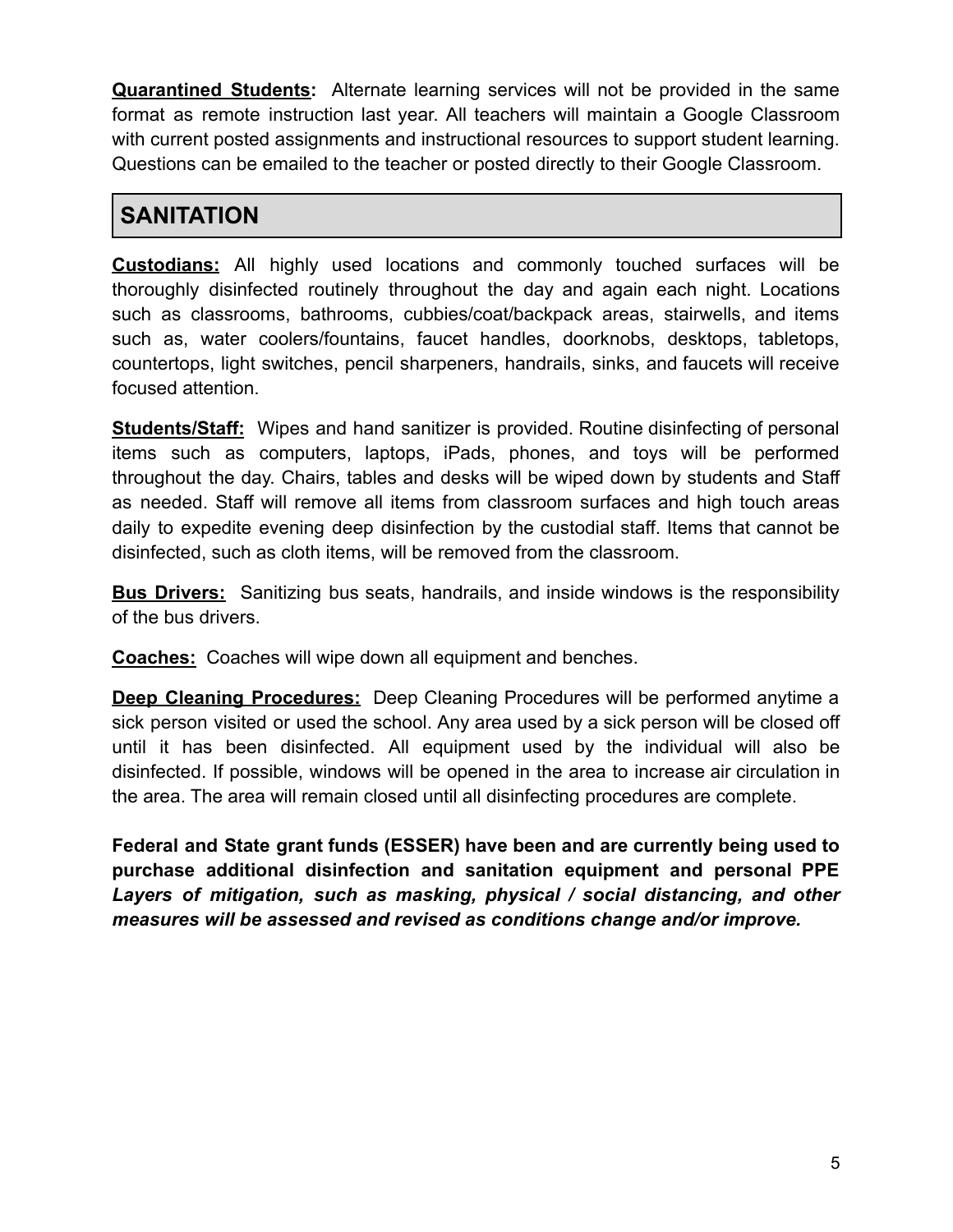**Quarantined Students:** Alternate learning services will not be provided in the same format as remote instruction last year. All teachers will maintain a Google Classroom with current posted assignments and instructional resources to support student learning. Questions can be emailed to the teacher or posted directly to their Google Classroom.

## SANITATION

**Custodians:** All highly used locations and commonly touched surfaces will be thoroughly disinfected routinely throughout the day and again each night. Locations such as classrooms, bathrooms, cubbies/coat/backpack areas, stairwells, and items such as, water coolers/fountains, faucet handles, doorknobs, desktops, tabletops, countertops, light switches, pencil sharpeners, handrails, sinks, and faucets will receive focused attention.

**Students/Staff:** Wipes and hand sanitizer is provided. Routine disinfecting of personal items such as computers, laptops, iPads, phones, and toys will be performed throughout the day. Chairs, tables and desks will be wiped down by students and Staff as needed. Staff will remove all items from classroom surfaces and high touch areas daily to expedite evening deep disinfection by the custodial staff. Items that cannot be disinfected, such as cloth items, will be removed from the classroom.

**Bus Drivers:** Sanitizing bus seats, handrails, and inside windows is the responsibility of the bus drivers.

**Coaches:** Coaches will wipe down all equipment and benches.

**Deep Cleaning Procedures:** Deep Cleaning Procedures will be performed anytime a sick person visited or used the school. Any area used by a sick person will be closed off until it has been disinfected. All equipment used by the individual will also be disinfected. If possible, windows will be opened in the area to increase air circulation in the area. The area will remain closed until all disinfecting procedures are complete.

**Federal and State grant funds (ESSER) have been and are currently being used to purchase additional disinfection and sanitation equipment and personal PPE** ***Layers of mitigation, such as masking, physical / social distancing, and other measures will be assessed and revised as conditions change and/or improve.***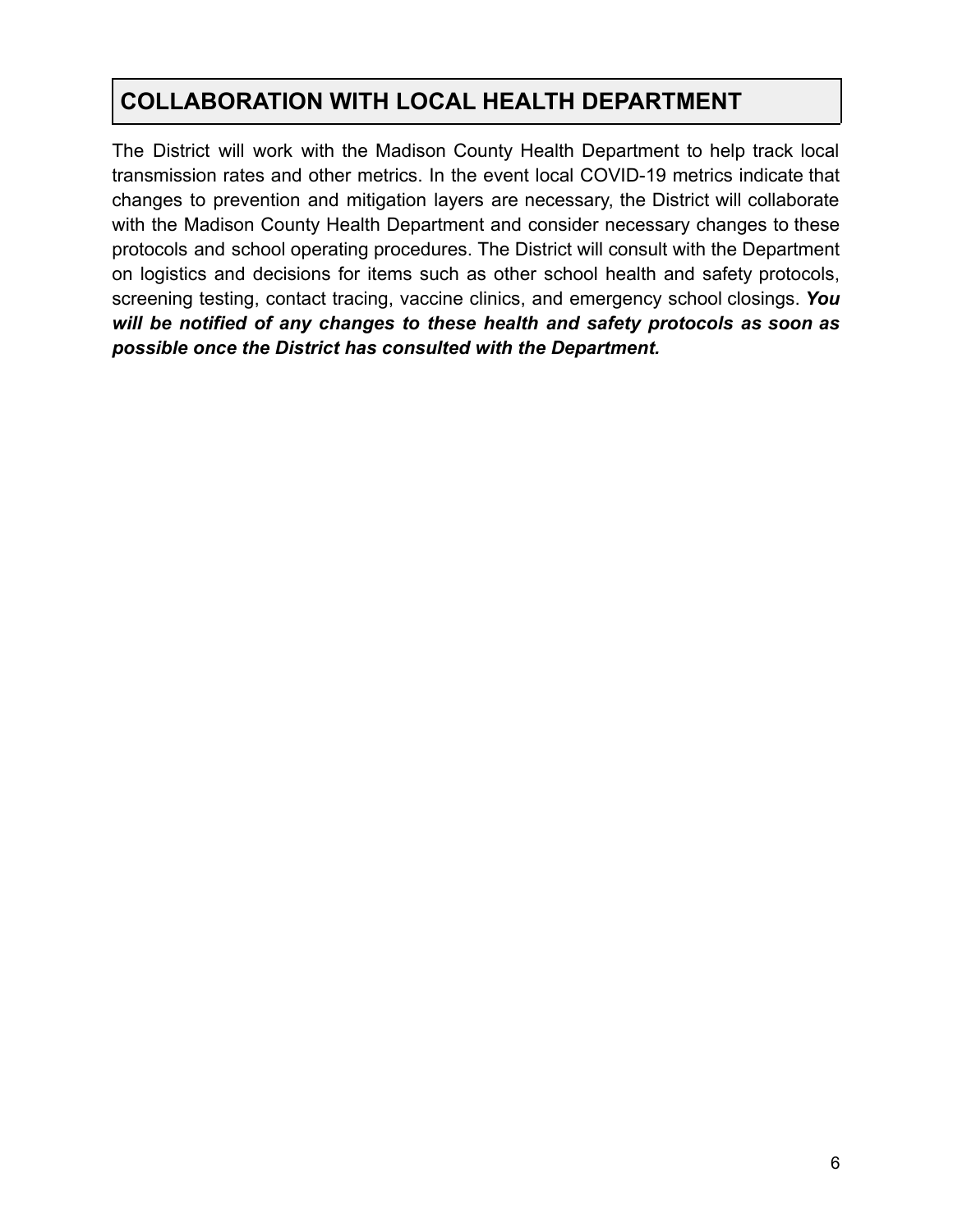## COLLABORATION WITH LOCAL HEALTH DEPARTMENT

The District will work with the Madison County Health Department to help track local transmission rates and other metrics. In the event local COVID-19 metrics indicate that changes to prevention and mitigation layers are necessary, the District will collaborate with the Madison County Health Department and consider necessary changes to these protocols and school operating procedures. The District will consult with the Department on logistics and decisions for items such as other school health and safety protocols, screening testing, contact tracing, vaccine clinics, and emergency school closings. ***You will be notified of any changes to these health and safety protocols as soon as possible once the District has consulted with the Department.***